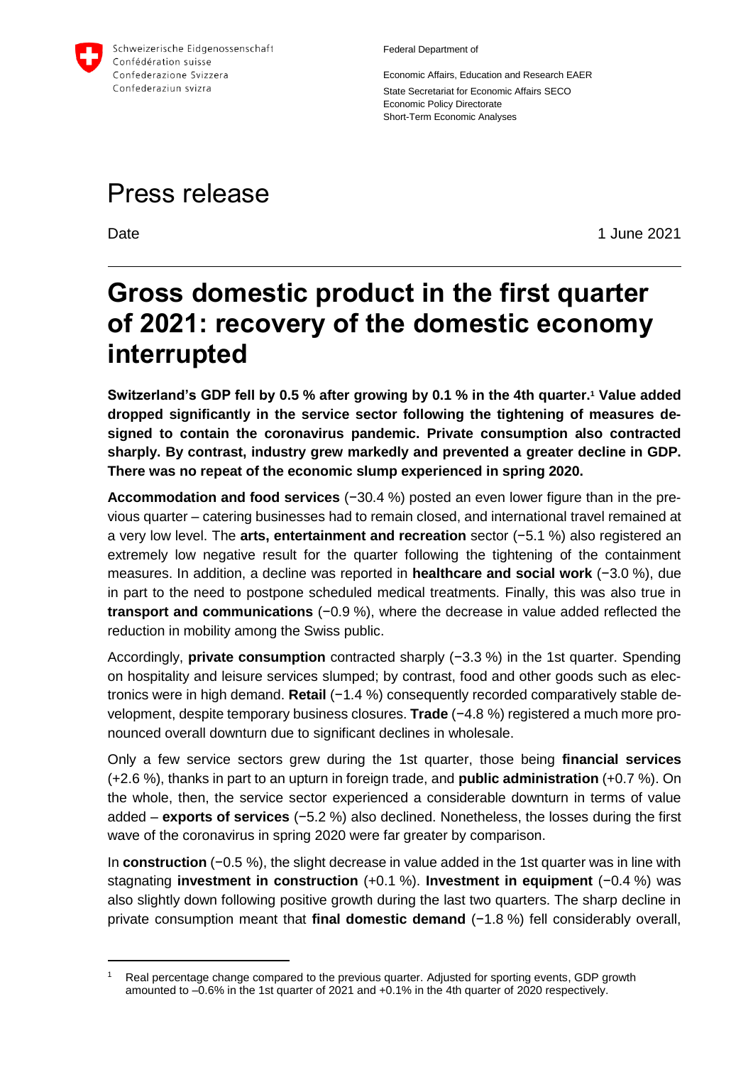Schweizerische Eidgenossenschaft
Confédération suisse
Confederazione Svizzera
Confederaziun svizra

Federal Department of

Economic Affairs, Education and Research EAER
State Secretariat for Economic Affairs SECO
Economic Policy Directorate
Short-Term Economic Analyses

# Press release

Date 1 June 2021

# Gross domestic product in the first quarter of 2021: recovery of the domestic economy interrupted

**Switzerland's GDP fell by 0.5 % after growing by 0.1 % in the 4th quarter.[1] Value added dropped significantly in the service sector following the tightening of measures designed to contain the coronavirus pandemic. Private consumption also contracted sharply. By contrast, industry grew markedly and prevented a greater decline in GDP. There was no repeat of the economic slump experienced in spring 2020.**

**Accommodation and food services** (−30.4 %) posted an even lower figure than in the previous quarter – catering businesses had to remain closed, and international travel remained at a very low level. The **arts, entertainment and recreation** sector (−5.1 %) also registered an extremely low negative result for the quarter following the tightening of the containment measures. In addition, a decline was reported in **healthcare and social work** (−3.0 %), due in part to the need to postpone scheduled medical treatments. Finally, this was also true in **transport and communications** (−0.9 %), where the decrease in value added reflected the reduction in mobility among the Swiss public.

Accordingly, **private consumption** contracted sharply (−3.3 %) in the 1st quarter. Spending on hospitality and leisure services slumped; by contrast, food and other goods such as electronics were in high demand. **Retail** (−1.4 %) consequently recorded comparatively stable development, despite temporary business closures. **Trade** (−4.8 %) registered a much more pronounced overall downturn due to significant declines in wholesale.

Only a few service sectors grew during the 1st quarter, those being **financial services** (+2.6 %), thanks in part to an upturn in foreign trade, and **public administration** (+0.7 %). On the whole, then, the service sector experienced a considerable downturn in terms of value added – **exports of services** (−5.2 %) also declined. Nonetheless, the losses during the first wave of the coronavirus in spring 2020 were far greater by comparison.

In **construction** (−0.5 %), the slight decrease in value added in the 1st quarter was in line with stagnating **investment in construction** (+0.1 %). **Investment in equipment** (−0.4 %) was also slightly down following positive growth during the last two quarters. The sharp decline in private consumption meant that **final domestic demand** (−1.8 %) fell considerably overall,

[1] Real percentage change compared to the previous quarter. Adjusted for sporting events, GDP growth amounted to –0.6% in the 1st quarter of 2021 and +0.1% in the 4th quarter of 2020 respectively.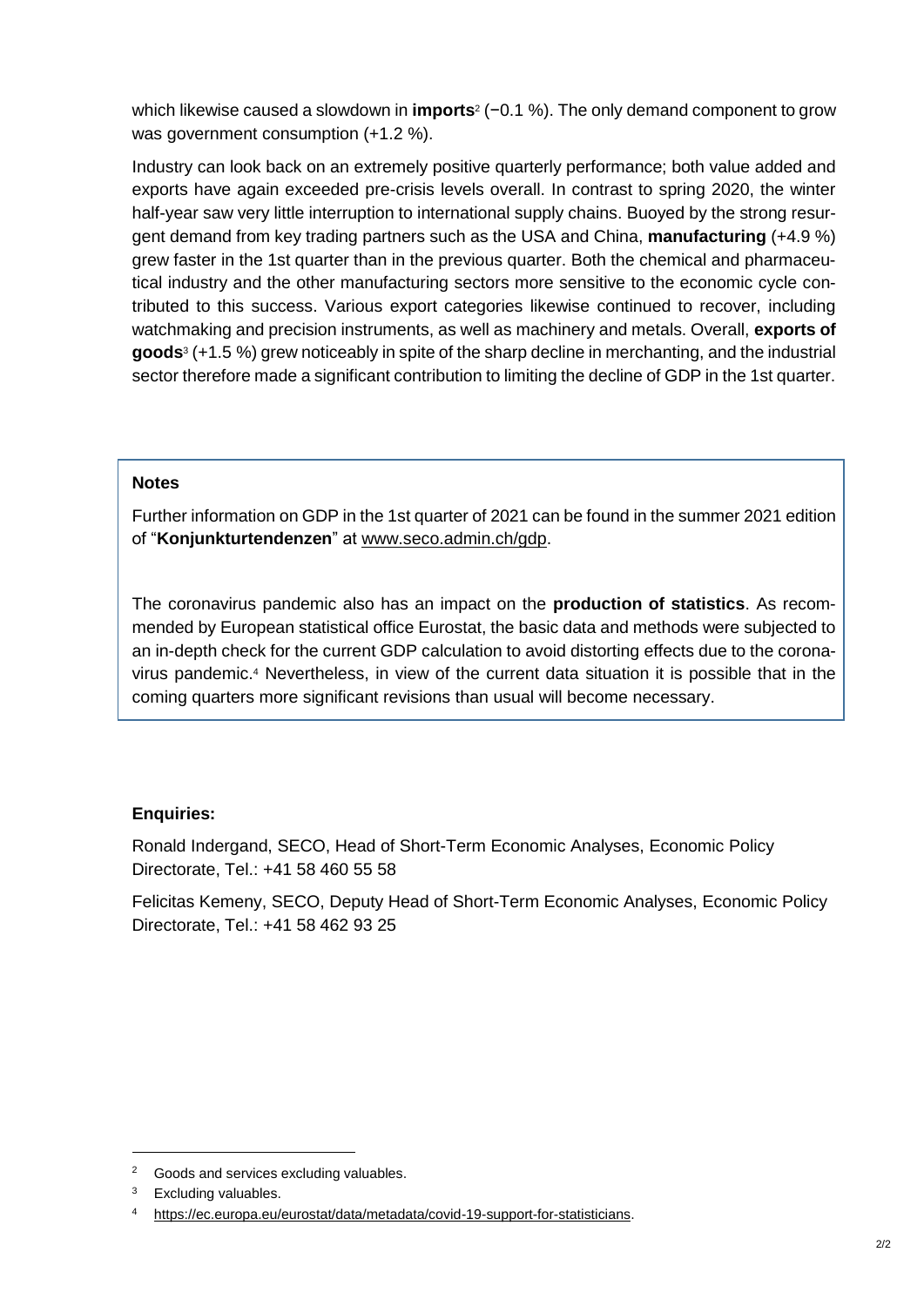which likewise caused a slowdown in **imports**[2] (−0.1 %). The only demand component to grow was government consumption (+1.2 %).

Industry can look back on an extremely positive quarterly performance; both value added and exports have again exceeded pre-crisis levels overall. In contrast to spring 2020, the winter half-year saw very little interruption to international supply chains. Buoyed by the strong resurgent demand from key trading partners such as the USA and China, **manufacturing** (+4.9 %) grew faster in the 1st quarter than in the previous quarter. Both the chemical and pharmaceutical industry and the other manufacturing sectors more sensitive to the economic cycle contributed to this success. Various export categories likewise continued to recover, including watchmaking and precision instruments, as well as machinery and metals. Overall, **exports of goods**[3] (+1.5 %) grew noticeably in spite of the sharp decline in merchanting, and the industrial sector therefore made a significant contribution to limiting the decline of GDP in the 1st quarter.

**Notes**

Further information on GDP in the 1st quarter of 2021 can be found in the summer 2021 edition of "**Konjunkturtendenzen**" at www.seco.admin.ch/gdp.

The coronavirus pandemic also has an impact on the **production of statistics**. As recommended by European statistical office Eurostat, the basic data and methods were subjected to an in-depth check for the current GDP calculation to avoid distorting effects due to the coronavirus pandemic.[4] Nevertheless, in view of the current data situation it is possible that in the coming quarters more significant revisions than usual will become necessary.

**Enquiries:**

Ronald Indergand, SECO, Head of Short-Term Economic Analyses, Economic Policy Directorate, Tel.: +41 58 460 55 58

Felicitas Kemeny, SECO, Deputy Head of Short-Term Economic Analyses, Economic Policy Directorate, Tel.: +41 58 462 93 25

---

[2] Goods and services excluding valuables.

[3] Excluding valuables.

[4] https://ec.europa.eu/eurostat/data/metadata/covid-19-support-for-statisticians.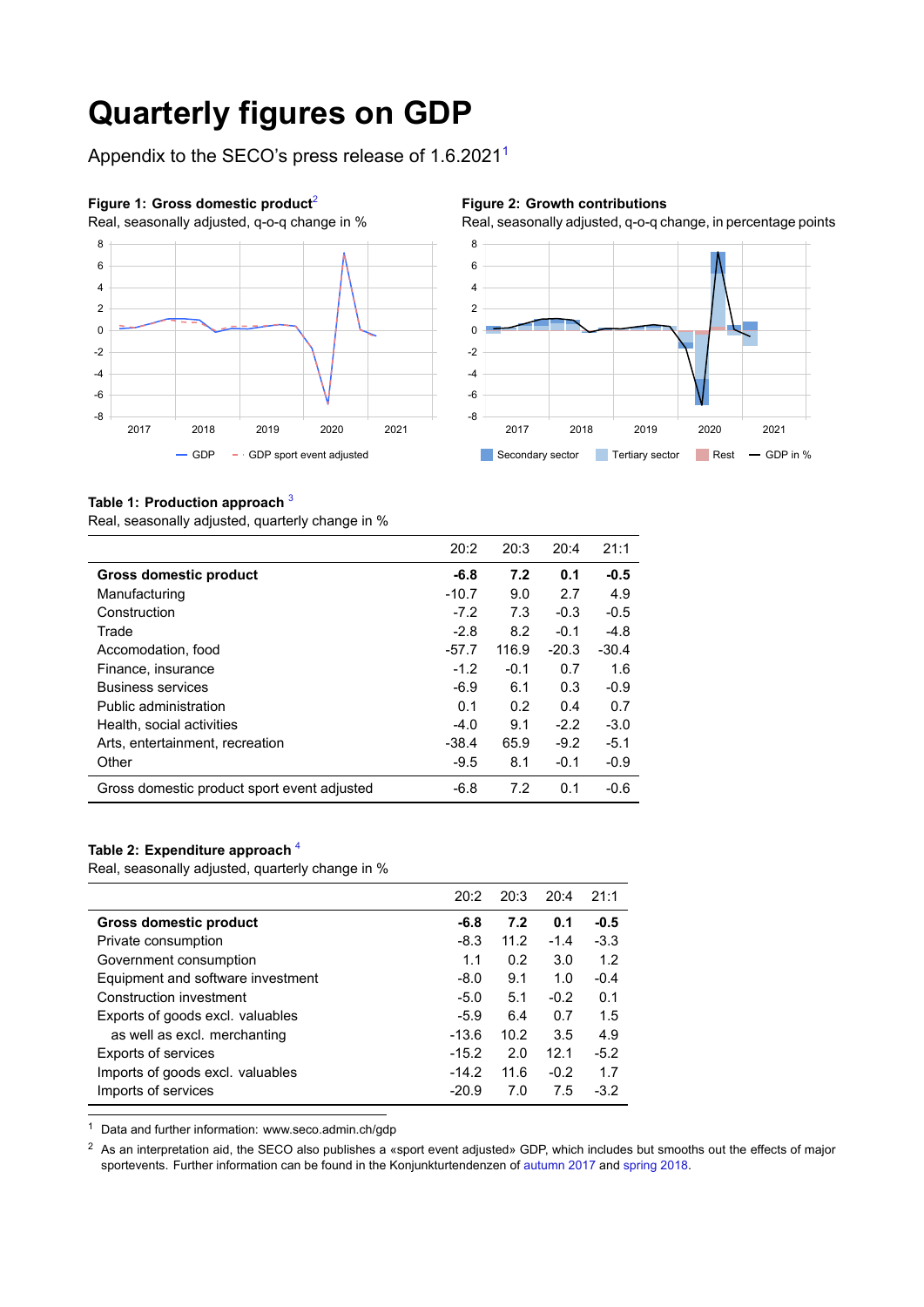# Quarterly figures on GDP

Appendix to the SECO's press release of 1.6.2021[1]

**Figure 1: Gross domestic product**[2]

Real, seasonally adjusted, q-o-q change in %

**Figure 2: Growth contributions**

Real, seasonally adjusted, q-o-q change, in percentage points

**Table 1: Production approach** [3]

Real, seasonally adjusted, quarterly change in %

| | 20:2 | 20:3 | 20:4 | 21:1 |
|---|---|---|---|---|
| **Gross domestic product** | **-6.8** | **7.2** | **0.1** | **-0.5** |
| Manufacturing | -10.7 | 9.0 | 2.7 | 4.9 |
| Construction | -7.2 | 7.3 | -0.3 | -0.5 |
| Trade | -2.8 | 8.2 | -0.1 | -4.8 |
| Accomodation, food | -57.7 | 116.9 | -20.3 | -30.4 |
| Finance, insurance | -1.2 | -0.1 | 0.7 | 1.6 |
| Business services | -6.9 | 6.1 | 0.3 | -0.9 |
| Public administration | 0.1 | 0.2 | 0.4 | 0.7 |
| Health, social activities | -4.0 | 9.1 | -2.2 | -3.0 |
| Arts, entertainment, recreation | -38.4 | 65.9 | -9.2 | -5.1 |
| Other | -9.5 | 8.1 | -0.1 | -0.9 |
| Gross domestic product sport event adjusted | -6.8 | 7.2 | 0.1 | -0.6 |

**Table 2: Expenditure approach** [4]

Real, seasonally adjusted, quarterly change in %

| | 20:2 | 20:3 | 20:4 | 21:1 |
|---|---|---|---|---|
| **Gross domestic product** | **-6.8** | **7.2** | **0.1** | **-0.5** |
| Private consumption | -8.3 | 11.2 | -1.4 | -3.3 |
| Government consumption | 1.1 | 0.2 | 3.0 | 1.2 |
| Equipment and software investment | -8.0 | 9.1 | 1.0 | -0.4 |
| Construction investment | -5.0 | 5.1 | -0.2 | 0.1 |
| Exports of goods excl. valuables | -5.9 | 6.4 | 0.7 | 1.5 |
| as well as excl. merchanting | -13.6 | 10.2 | 3.5 | 4.9 |
| Exports of services | -15.2 | 2.0 | 12.1 | -5.2 |
| Imports of goods excl. valuables | -14.2 | 11.6 | -0.2 | 1.7 |
| Imports of services | -20.9 | 7.0 | 7.5 | -3.2 |

[1] Data and further information: www.seco.admin.ch/gdp

[2] As an interpretation aid, the SECO also publishes a «sport event adjusted» GDP, which includes but smooths out the effects of major sportevents. Further information can be found in the Konjunkturtendenzen of autumn 2017 and spring 2018.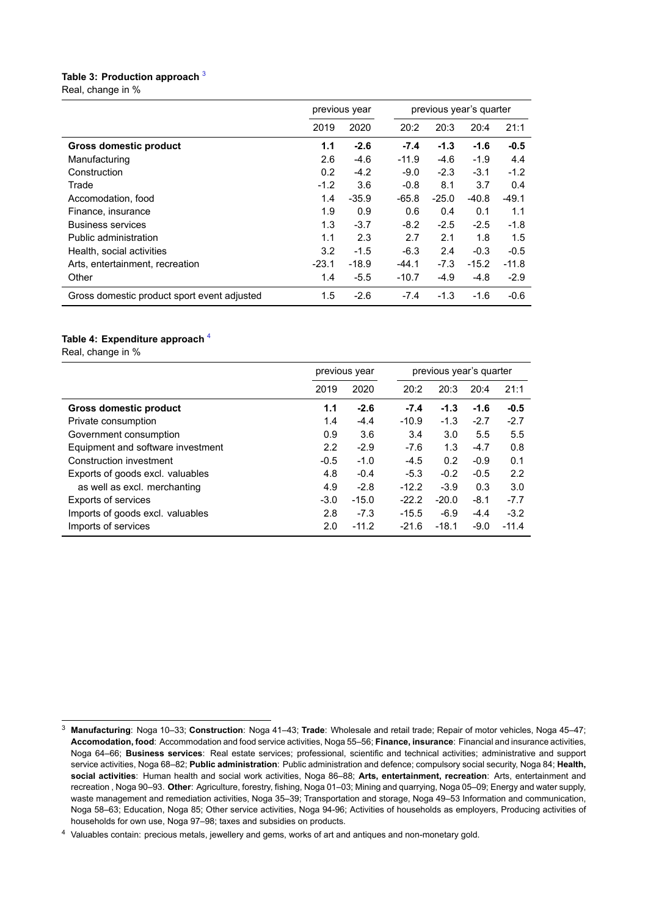**Table 3: Production approach** [3]

Real, change in %

| | previous year | | previous year's quarter | | | |
|---|---|---|---|---|---|---|
| | 2019 | 2020 | 20:2 | 20:3 | 20:4 | 21:1 |
| **Gross domestic product** | **1.1** | **-2.6** | **-7.4** | **-1.3** | **-1.6** | **-0.5** |
| Manufacturing | 2.6 | -4.6 | -11.9 | -4.6 | -1.9 | 4.4 |
| Construction | 0.2 | -4.2 | -9.0 | -2.3 | -3.1 | -1.2 |
| Trade | -1.2 | 3.6 | -0.8 | 8.1 | 3.7 | 0.4 |
| Accomodation, food | 1.4 | -35.9 | -65.8 | -25.0 | -40.8 | -49.1 |
| Finance, insurance | 1.9 | 0.9 | 0.6 | 0.4 | 0.1 | 1.1 |
| Business services | 1.3 | -3.7 | -8.2 | -2.5 | -2.5 | -1.8 |
| Public administration | 1.1 | 2.3 | 2.7 | 2.1 | 1.8 | 1.5 |
| Health, social activities | 3.2 | -1.5 | -6.3 | 2.4 | -0.3 | -0.5 |
| Arts, entertainment, recreation | -23.1 | -18.9 | -44.1 | -7.3 | -15.2 | -11.8 |
| Other | 1.4 | -5.5 | -10.7 | -4.9 | -4.8 | -2.9 |
| Gross domestic product sport event adjusted | 1.5 | -2.6 | -7.4 | -1.3 | -1.6 | -0.6 |

**Table 4: Expenditure approach** [4]

Real, change in %

| | previous year | | previous year's quarter | | | |
|---|---|---|---|---|---|---|
| | 2019 | 2020 | 20:2 | 20:3 | 20:4 | 21:1 |
| **Gross domestic product** | **1.1** | **-2.6** | **-7.4** | **-1.3** | **-1.6** | **-0.5** |
| Private consumption | 1.4 | -4.4 | -10.9 | -1.3 | -2.7 | -2.7 |
| Government consumption | 0.9 | 3.6 | 3.4 | 3.0 | 5.5 | 5.5 |
| Equipment and software investment | 2.2 | -2.9 | -7.6 | 1.3 | -4.7 | 0.8 |
| Construction investment | -0.5 | -1.0 | -4.5 | 0.2 | -0.9 | 0.1 |
| Exports of goods excl. valuables | 4.8 | -0.4 | -5.3 | -0.2 | -0.5 | 2.2 |
| as well as excl. merchanting | 4.9 | -2.8 | -12.2 | -3.9 | 0.3 | 3.0 |
| Exports of services | -3.0 | -15.0 | -22.2 | -20.0 | -8.1 | -7.7 |
| Imports of goods excl. valuables | 2.8 | -7.3 | -15.5 | -6.9 | -4.4 | -3.2 |
| Imports of services | 2.0 | -11.2 | -21.6 | -18.1 | -9.0 | -11.4 |

[3] **Manufacturing**: Noga 10–33; **Construction**: Noga 41–43; **Trade**: Wholesale and retail trade; Repair of motor vehicles, Noga 45–47; **Accomodation, food**: Accommodation and food service activities, Noga 55–56; **Finance, insurance**: Financial and insurance activities, Noga 64–66; **Business services**: Real estate services; professional, scientific and technical activities; administrative and support service activities, Noga 68–82; **Public administration**: Public administration and defence; compulsory social security, Noga 84; **Health, social activities**: Human health and social work activities, Noga 86–88; **Arts, entertainment, recreation**: Arts, entertainment and recreation , Noga 90–93. **Other**: Agriculture, forestry, fishing, Noga 01–03; Mining and quarrying, Noga 05–09; Energy and water supply, waste management and remediation activities, Noga 35–39; Transportation and storage, Noga 49–53 Information and communication, Noga 58–63; Education, Noga 85; Other service activities, Noga 94-96; Activities of households as employers, Producing activities of households for own use, Noga 97–98; taxes and subsidies on products.

[4] Valuables contain: precious metals, jewellery and gems, works of art and antiques and non-monetary gold.